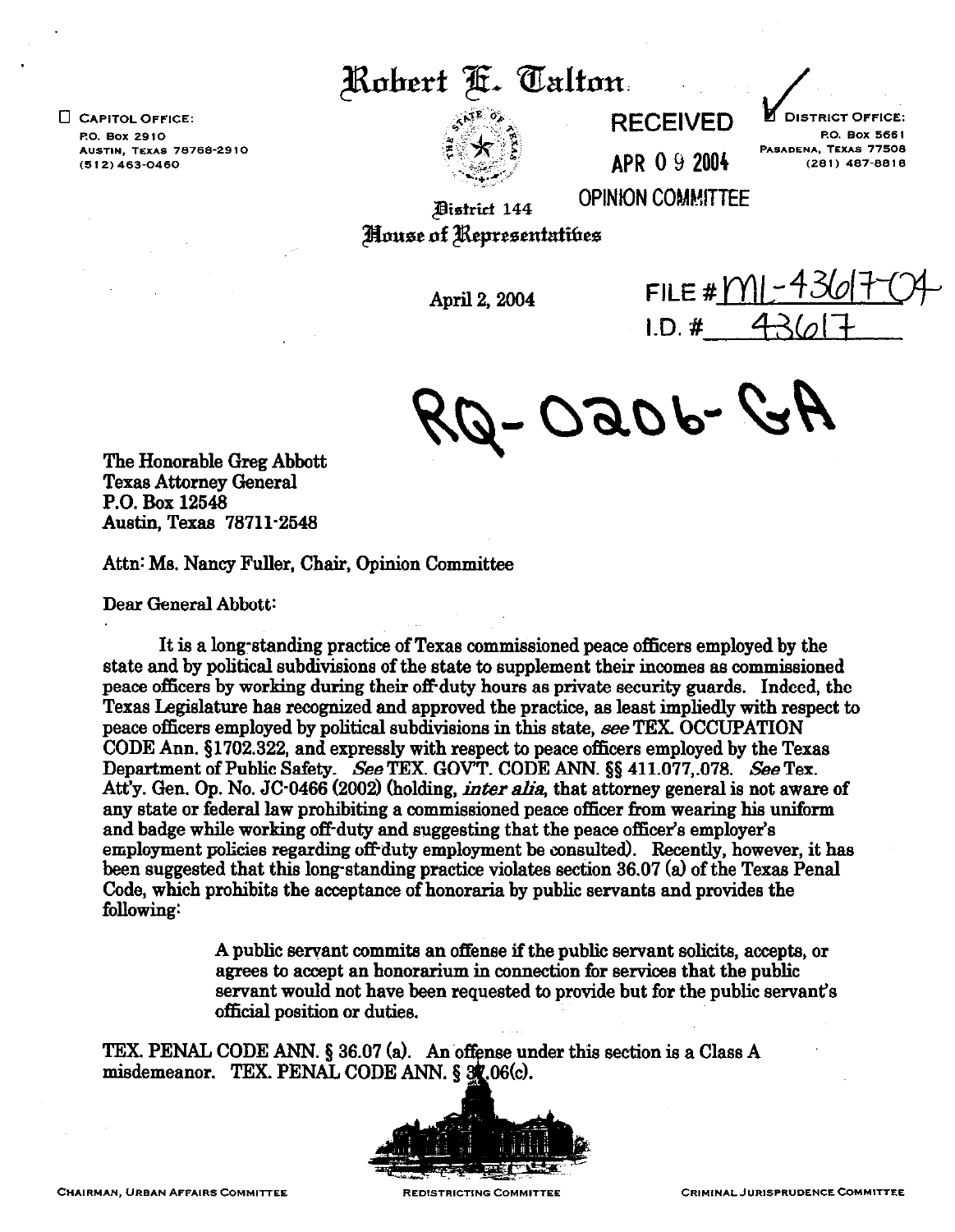# Robert E. Talton

☐ CAPITOL OFFICE:
P.O. Box 2910
AUSTIN, TEXAS 78768-2910
(512) 463-0460

☑ DISTRICT OFFICE:
P.O. Box 5661
PASADENA, TEXAS 77508
(281) 487-8818

RECEIVED

APR 09 2004

OPINION COMMITTEE

District 144
House of Representatives

April 2, 2004

FILE # ML-43617-04
I.D. # 43617

RQ-0206-GA

The Honorable Greg Abbott
Texas Attorney General
P.O. Box 12548
Austin, Texas 78711-2548

Attn: Ms. Nancy Fuller, Chair, Opinion Committee

Dear General Abbott:

It is a long-standing practice of Texas commissioned peace officers employed by the state and by political subdivisions of the state to supplement their incomes as commissioned peace officers by working during their off-duty hours as private security guards. Indeed, the Texas Legislature has recognized and approved the practice, as least impliedly with respect to peace officers employed by political subdivisions in this state, *see* TEX. OCCUPATION CODE Ann. §1702.322, and expressly with respect to peace officers employed by the Texas Department of Public Safety. *See* TEX. GOV'T. CODE ANN. §§ 411.077,.078. *See* Tex. Att'y. Gen. Op. No. JC-0466 (2002) (holding, *inter alia*, that attorney general is not aware of any state or federal law prohibiting a commissioned peace officer from wearing his uniform and badge while working off-duty and suggesting that the peace officer's employer's employment policies regarding off-duty employment be consulted). Recently, however, it has been suggested that this long-standing practice violates section 36.07 (a) of the Texas Penal Code, which prohibits the acceptance of honoraria by public servants and provides the following:

> A public servant commits an offense if the public servant solicits, accepts, or agrees to accept an honorarium in connection for services that the public servant would not have been requested to provide but for the public servant's official position or duties.

TEX. PENAL CODE ANN. § 36.07 (a). An offense under this section is a Class A misdemeanor. TEX. PENAL CODE ANN. § 36.06(c).

CHAIRMAN, URBAN AFFAIRS COMMITTEE | REDISTRICTING COMMITTEE | CRIMINAL JURISPRUDENCE COMMITTEE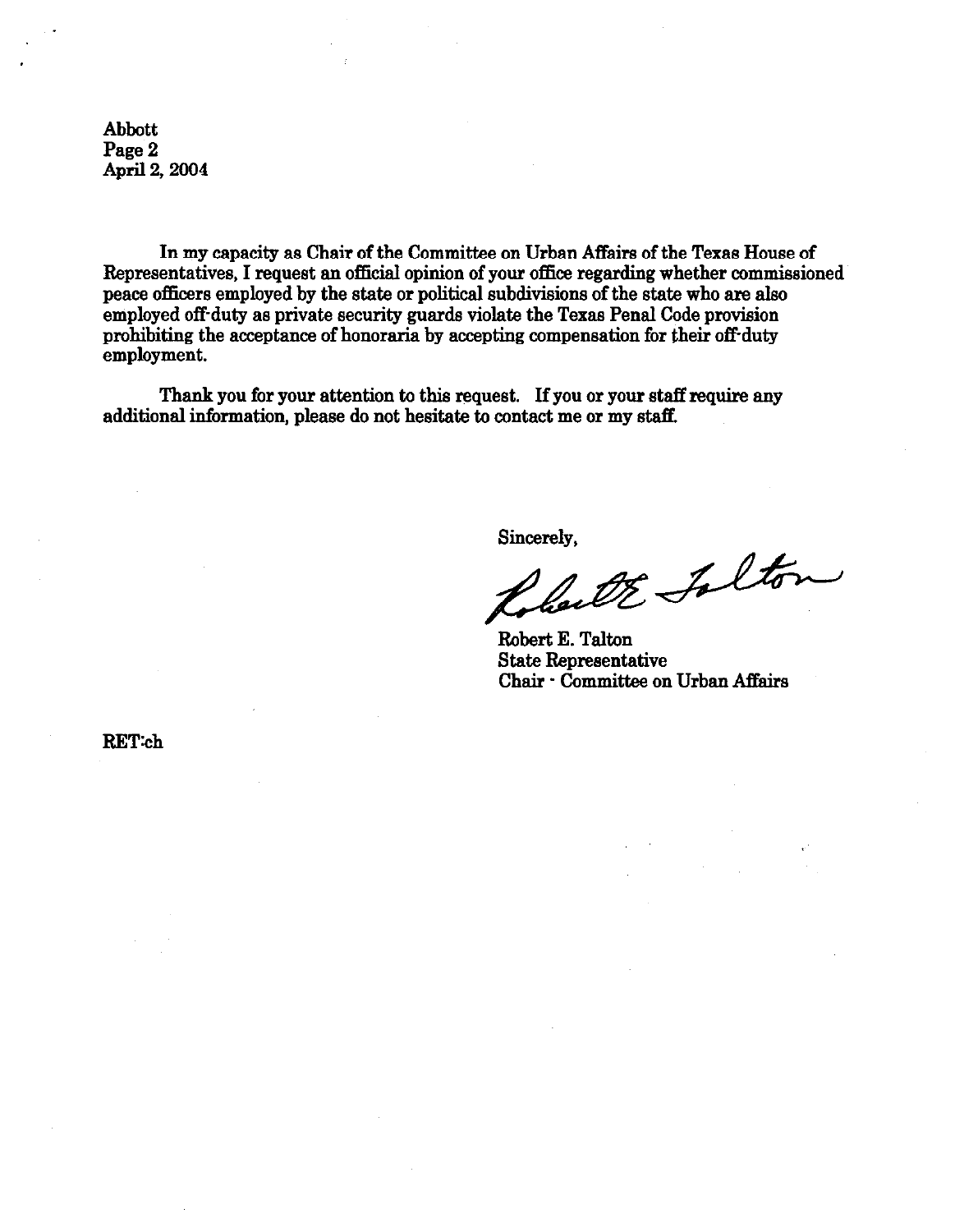In my capacity as Chair of the Committee on Urban Affairs of the Texas House of Representatives, I request an official opinion of your office regarding whether commissioned peace officers employed by the state or political subdivisions of the state who are also employed off-duty as private security guards violate the Texas Penal Code provision prohibiting the acceptance of honoraria by accepting compensation for their off-duty employment.

Thank you for your attention to this request. If you or your staff require any additional information, please do not hesitate to contact me or my staff.

Sincerely,

Robert E. Talton
State Representative
Chair - Committee on Urban Affairs

RET:ch